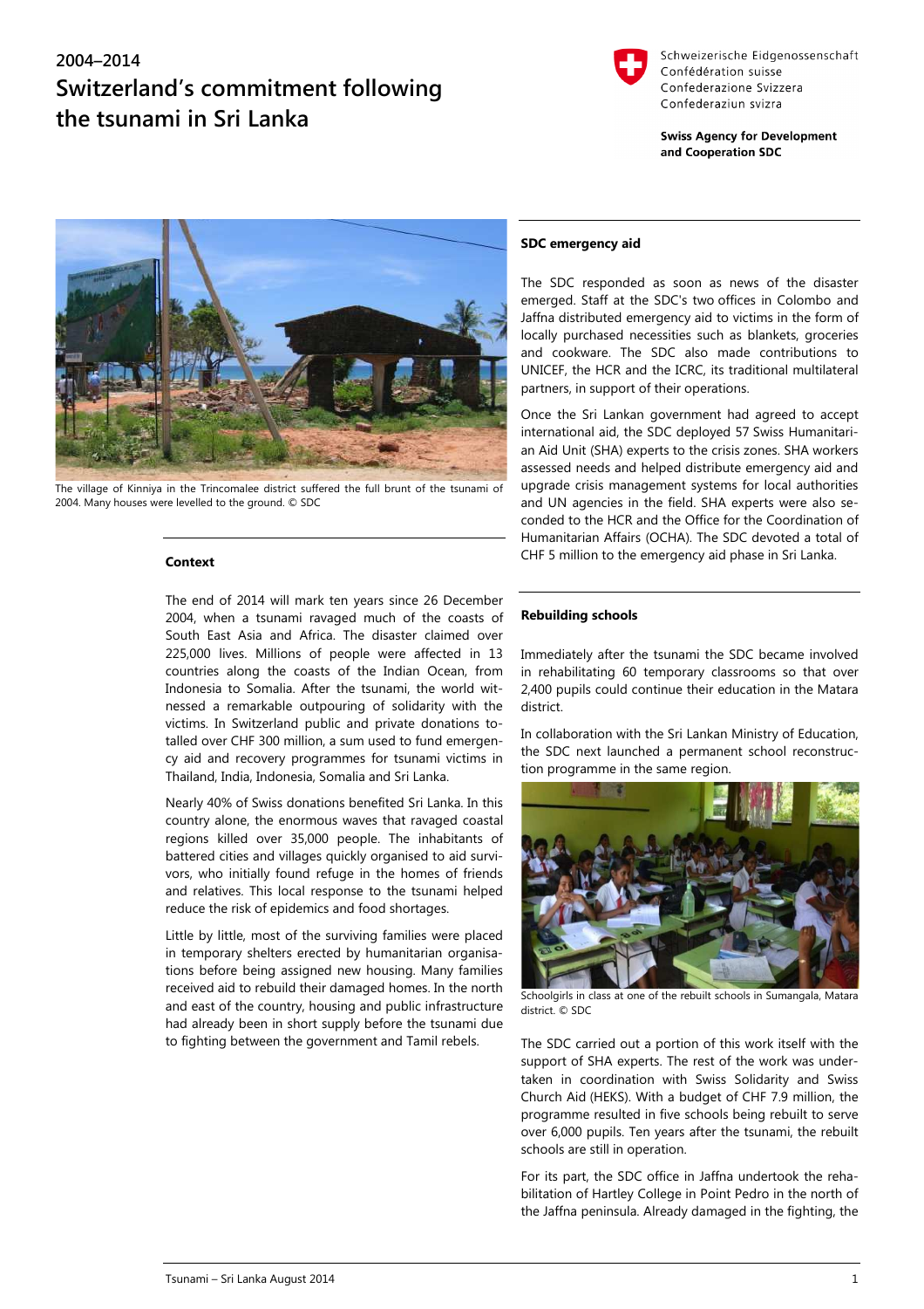## 2004–2014

# Switzerland's commitment following the tsunami in Sri Lanka

Schweizerische Eidgenossenschaft
Confédération suisse
Confederazione Svizzera
Confederaziun svizra

**Swiss Agency for Development and Cooperation SDC**

The village of Kinniya in the Trincomalee district suffered the full brunt of the tsunami of 2004. Many houses were levelled to the ground. © SDC

### Context

The end of 2014 will mark ten years since 26 December 2004, when a tsunami ravaged much of the coasts of South East Asia and Africa. The disaster claimed over 225,000 lives. Millions of people were affected in 13 countries along the coasts of the Indian Ocean, from Indonesia to Somalia. After the tsunami, the world witnessed a remarkable outpouring of solidarity with the victims. In Switzerland public and private donations totalled over CHF 300 million, a sum used to fund emergency aid and recovery programmes for tsunami victims in Thailand, India, Indonesia, Somalia and Sri Lanka.

Nearly 40% of Swiss donations benefited Sri Lanka. In this country alone, the enormous waves that ravaged coastal regions killed over 35,000 people. The inhabitants of battered cities and villages quickly organised to aid survivors, who initially found refuge in the homes of friends and relatives. This local response to the tsunami helped reduce the risk of epidemics and food shortages.

Little by little, most of the surviving families were placed in temporary shelters erected by humanitarian organisations before being assigned new housing. Many families received aid to rebuild their damaged homes. In the north and east of the country, housing and public infrastructure had already been in short supply before the tsunami due to fighting between the government and Tamil rebels.

### SDC emergency aid

The SDC responded as soon as news of the disaster emerged. Staff at the SDC's two offices in Colombo and Jaffna distributed emergency aid to victims in the form of locally purchased necessities such as blankets, groceries and cookware. The SDC also made contributions to UNICEF, the HCR and the ICRC, its traditional multilateral partners, in support of their operations.

Once the Sri Lankan government had agreed to accept international aid, the SDC deployed 57 Swiss Humanitarian Aid Unit (SHA) experts to the crisis zones. SHA workers assessed needs and helped distribute emergency aid and upgrade crisis management systems for local authorities and UN agencies in the field. SHA experts were also seconded to the HCR and the Office for the Coordination of Humanitarian Affairs (OCHA). The SDC devoted a total of CHF 5 million to the emergency aid phase in Sri Lanka.

### Rebuilding schools

Immediately after the tsunami the SDC became involved in rehabilitating 60 temporary classrooms so that over 2,400 pupils could continue their education in the Matara district.

In collaboration with the Sri Lankan Ministry of Education, the SDC next launched a permanent school reconstruction programme in the same region.

Schoolgirls in class at one of the rebuilt schools in Sumangala, Matara district. © SDC

The SDC carried out a portion of this work itself with the support of SHA experts. The rest of the work was undertaken in coordination with Swiss Solidarity and Swiss Church Aid (HEKS). With a budget of CHF 7.9 million, the programme resulted in five schools being rebuilt to serve over 6,000 pupils. Ten years after the tsunami, the rebuilt schools are still in operation.

For its part, the SDC office in Jaffna undertook the rehabilitation of Hartley College in Point Pedro in the north of the Jaffna peninsula. Already damaged in the fighting, the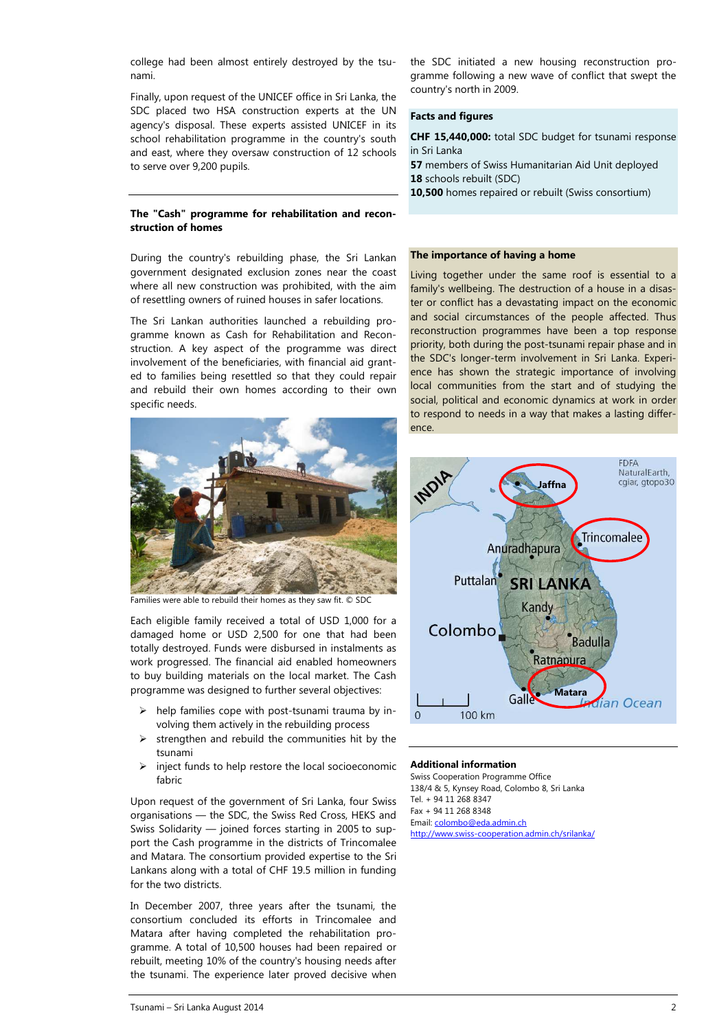college had been almost entirely destroyed by the tsunami.

Finally, upon request of the UNICEF office in Sri Lanka, the SDC placed two HSA construction experts at the UN agency's disposal. These experts assisted UNICEF in its school rehabilitation programme in the country's south and east, where they oversaw construction of 12 schools to serve over 9,200 pupils.

## The "Cash" programme for rehabilitation and reconstruction of homes

During the country's rebuilding phase, the Sri Lankan government designated exclusion zones near the coast where all new construction was prohibited, with the aim of resettling owners of ruined houses in safer locations.

The Sri Lankan authorities launched a rebuilding programme known as Cash for Rehabilitation and Reconstruction. A key aspect of the programme was direct involvement of the beneficiaries, with financial aid granted to families being resettled so that they could repair and rebuild their own homes according to their own specific needs.

Families were able to rebuild their homes as they saw fit. © SDC

Each eligible family received a total of USD 1,000 for a damaged home or USD 2,500 for one that had been totally destroyed. Funds were disbursed in instalments as work progressed. The financial aid enabled homeowners to buy building materials on the local market. The Cash programme was designed to further several objectives:

- help families cope with post-tsunami trauma by involving them actively in the rebuilding process
- strengthen and rebuild the communities hit by the tsunami
- inject funds to help restore the local socioeconomic fabric

Upon request of the government of Sri Lanka, four Swiss organisations — the SDC, the Swiss Red Cross, HEKS and Swiss Solidarity — joined forces starting in 2005 to support the Cash programme in the districts of Trincomalee and Matara. The consortium provided expertise to the Sri Lankans along with a total of CHF 19.5 million in funding for the two districts.

In December 2007, three years after the tsunami, the consortium concluded its efforts in Trincomalee and Matara after having completed the rehabilitation programme. A total of 10,500 houses had been repaired or rebuilt, meeting 10% of the country's housing needs after the tsunami. The experience later proved decisive when the SDC initiated a new housing reconstruction programme following a new wave of conflict that swept the country's north in 2009.

### Facts and figures

**CHF 15,440,000:** total SDC budget for tsunami response in Sri Lanka
**57** members of Swiss Humanitarian Aid Unit deployed
**18** schools rebuilt (SDC)
**10,500** homes repaired or rebuilt (Swiss consortium)

### The importance of having a home

Living together under the same roof is essential to a family's wellbeing. The destruction of a house in a disaster or conflict has a devastating impact on the economic and social circumstances of the people affected. Thus reconstruction programmes have been a top response priority, both during the post-tsunami repair phase and in the SDC's longer-term involvement in Sri Lanka. Experience has shown the strategic importance of involving local communities from the start and of studying the social, political and economic dynamics at work in order to respond to needs in a way that makes a lasting difference.

FDFA
NaturalEarth, cgiar, gtopo30
INDIA
Jaffna
Trincomalee
Anuradhapura
Puttalan
SRI LANKA
Kandy
Colombo
Badulla
Ratnapura
Matara
Galle
Indian Ocean
0
100 km

### Additional information

Swiss Cooperation Programme Office
138/4 & 5, Kynsey Road, Colombo 8, Sri Lanka
Tel. + 94 11 268 8347
Fax + 94 11 268 8348
Email: colombo@eda.admin.ch
http://www.swiss-cooperation.admin.ch/srilanka/